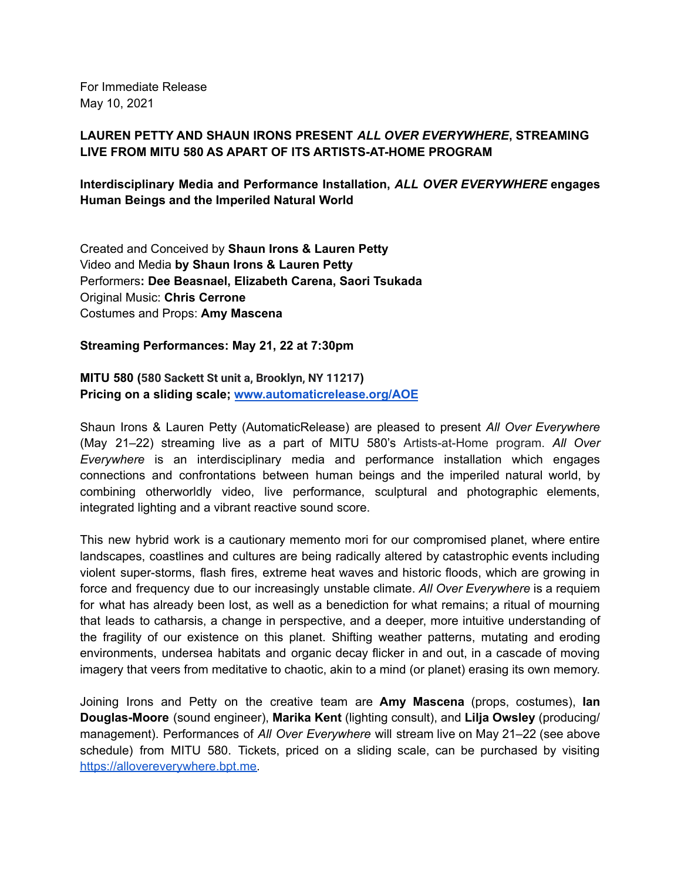For Immediate Release
May 10, 2021

**LAUREN PETTY AND SHAUN IRONS PRESENT *ALL OVER EVERYWHERE*, STREAMING LIVE FROM MITU 580 AS APART OF ITS ARTISTS-AT-HOME PROGRAM**

**Interdisciplinary Media and Performance Installation, *ALL OVER EVERYWHERE* engages Human Beings and the Imperiled Natural World**

Created and Conceived by **Shaun Irons & Lauren Petty**
Video and Media **by Shaun Irons & Lauren Petty**
Performers**: Dee Beasnael, Elizabeth Carena, Saori Tsukada**
Original Music: **Chris Cerrone**
Costumes and Props: **Amy Mascena**

**Streaming Performances: May 21, 22 at 7:30pm**

**MITU 580 (580 Sackett St unit a, Brooklyn, NY 11217)**
**Pricing on a sliding scale; [www.automaticrelease.org/AOE](http://www.automaticrelease.org/AOE)**

Shaun Irons & Lauren Petty (AutomaticRelease) are pleased to present *All Over Everywhere* (May 21–22) streaming live as a part of MITU 580's Artists-at-Home program. *All Over Everywhere* is an interdisciplinary media and performance installation which engages connections and confrontations between human beings and the imperiled natural world, by combining otherworldly video, live performance, sculptural and photographic elements, integrated lighting and a vibrant reactive sound score.

This new hybrid work is a cautionary memento mori for our compromised planet, where entire landscapes, coastlines and cultures are being radically altered by catastrophic events including violent super-storms, flash fires, extreme heat waves and historic floods, which are growing in force and frequency due to our increasingly unstable climate. *All Over Everywhere* is a requiem for what has already been lost, as well as a benediction for what remains; a ritual of mourning that leads to catharsis, a change in perspective, and a deeper, more intuitive understanding of the fragility of our existence on this planet. Shifting weather patterns, mutating and eroding environments, undersea habitats and organic decay flicker in and out, in a cascade of moving imagery that veers from meditative to chaotic, akin to a mind (or planet) erasing its own memory.

Joining Irons and Petty on the creative team are **Amy Mascena** (props, costumes), **Ian Douglas-Moore** (sound engineer), **Marika Kent** (lighting consult), and **Lilja Owsley** (producing/ management). Performances of *All Over Everywhere* will stream live on May 21–22 (see above schedule) from MITU 580. Tickets, priced on a sliding scale, can be purchased by visiting [https://allovereverywhere.bpt.me](https://allovereverywhere.bpt.me).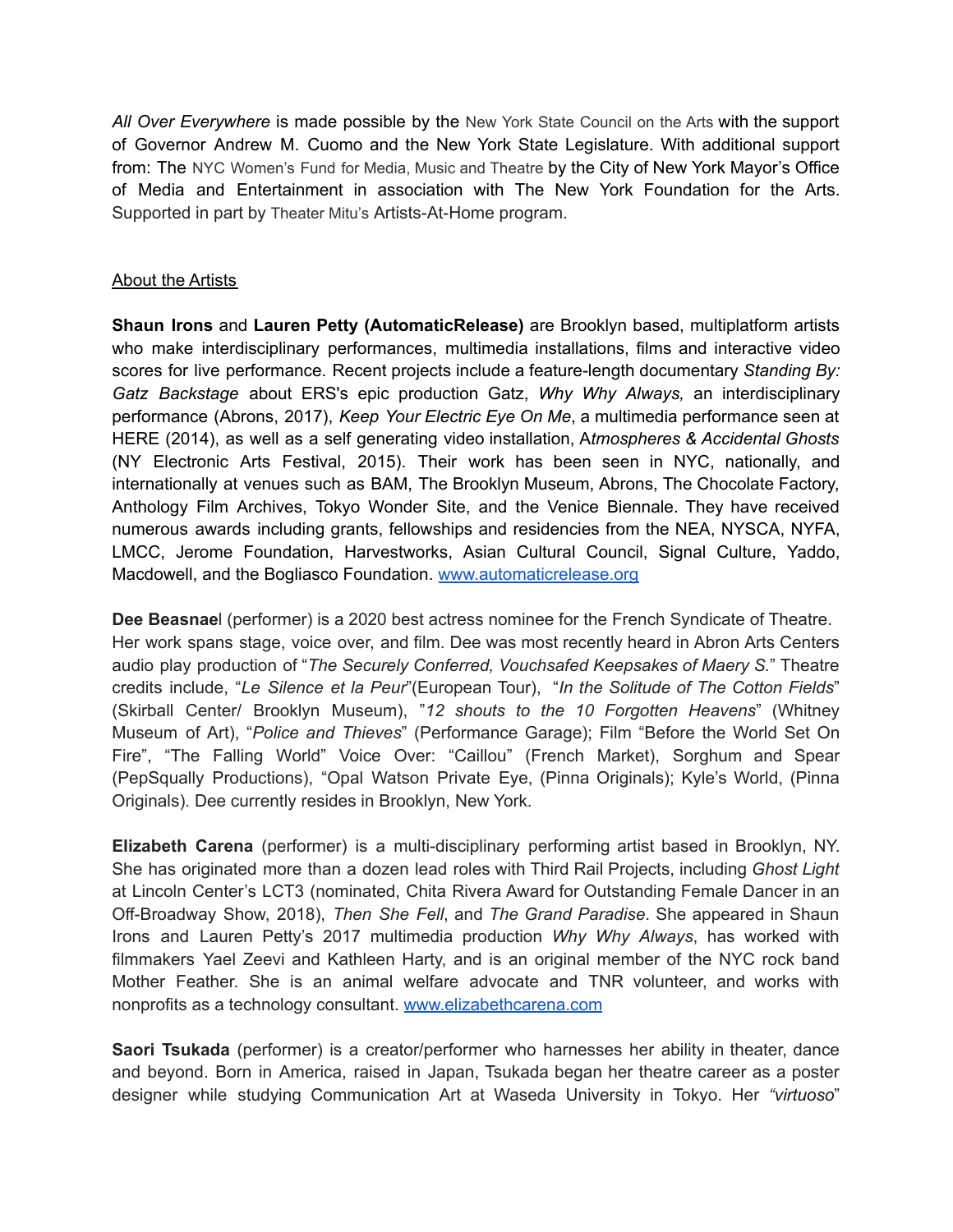*All Over Everywhere* is made possible by the New York State Council on the Arts with the support of Governor Andrew M. Cuomo and the New York State Legislature. With additional support from: The NYC Women's Fund for Media, Music and Theatre by the City of New York Mayor's Office of Media and Entertainment in association with The New York Foundation for the Arts. Supported in part by Theater Mitu's Artists-At-Home program.

About the Artists

**Shaun Irons** and **Lauren Petty (AutomaticRelease)** are Brooklyn based, multiplatform artists who make interdisciplinary performances, multimedia installations, films and interactive video scores for live performance. Recent projects include a feature-length documentary *Standing By: Gatz Backstage* about ERS's epic production Gatz, *Why Why Always,* an interdisciplinary performance (Abrons, 2017), *Keep Your Electric Eye On Me*, a multimedia performance seen at HERE (2014), as well as a self generating video installation, A*tmospheres & Accidental Ghosts* (NY Electronic Arts Festival, 2015). Their work has been seen in NYC, nationally, and internationally at venues such as BAM, The Brooklyn Museum, Abrons, The Chocolate Factory, Anthology Film Archives, Tokyo Wonder Site, and the Venice Biennale. They have received numerous awards including grants, fellowships and residencies from the NEA, NYSCA, NYFA, LMCC, Jerome Foundation, Harvestworks, Asian Cultural Council, Signal Culture, Yaddo, Macdowell, and the Bogliasco Foundation. www.automaticrelease.org

**Dee Beasnae**l (performer) is a 2020 best actress nominee for the French Syndicate of Theatre. Her work spans stage, voice over, and film. Dee was most recently heard in Abron Arts Centers audio play production of "*The Securely Conferred, Vouchsafed Keepsakes of Maery S.*" Theatre credits include, "*Le Silence et la Peur*"(European Tour), "*In the Solitude of The Cotton Fields*" (Skirball Center/ Brooklyn Museum), "*12 shouts to the 10 Forgotten Heavens*" (Whitney Museum of Art), "*Police and Thieves*" (Performance Garage); Film "Before the World Set On Fire", "The Falling World" Voice Over: "Caillou" (French Market), Sorghum and Spear (PepSqually Productions), "Opal Watson Private Eye, (Pinna Originals); Kyle's World, (Pinna Originals). Dee currently resides in Brooklyn, New York.

**Elizabeth Carena** (performer) is a multi-disciplinary performing artist based in Brooklyn, NY. She has originated more than a dozen lead roles with Third Rail Projects, including *Ghost Light* at Lincoln Center's LCT3 (nominated, Chita Rivera Award for Outstanding Female Dancer in an Off-Broadway Show, 2018), *Then She Fell*, and *The Grand Paradise*. She appeared in Shaun Irons and Lauren Petty's 2017 multimedia production *Why Why Always*, has worked with filmmakers Yael Zeevi and Kathleen Harty, and is an original member of the NYC rock band Mother Feather. She is an animal welfare advocate and TNR volunteer, and works with nonprofits as a technology consultant. www.elizabethcarena.com

**Saori Tsukada** (performer) is a creator/performer who harnesses her ability in theater, dance and beyond. Born in America, raised in Japan, Tsukada began her theatre career as a poster designer while studying Communication Art at Waseda University in Tokyo. Her *"virtuoso"*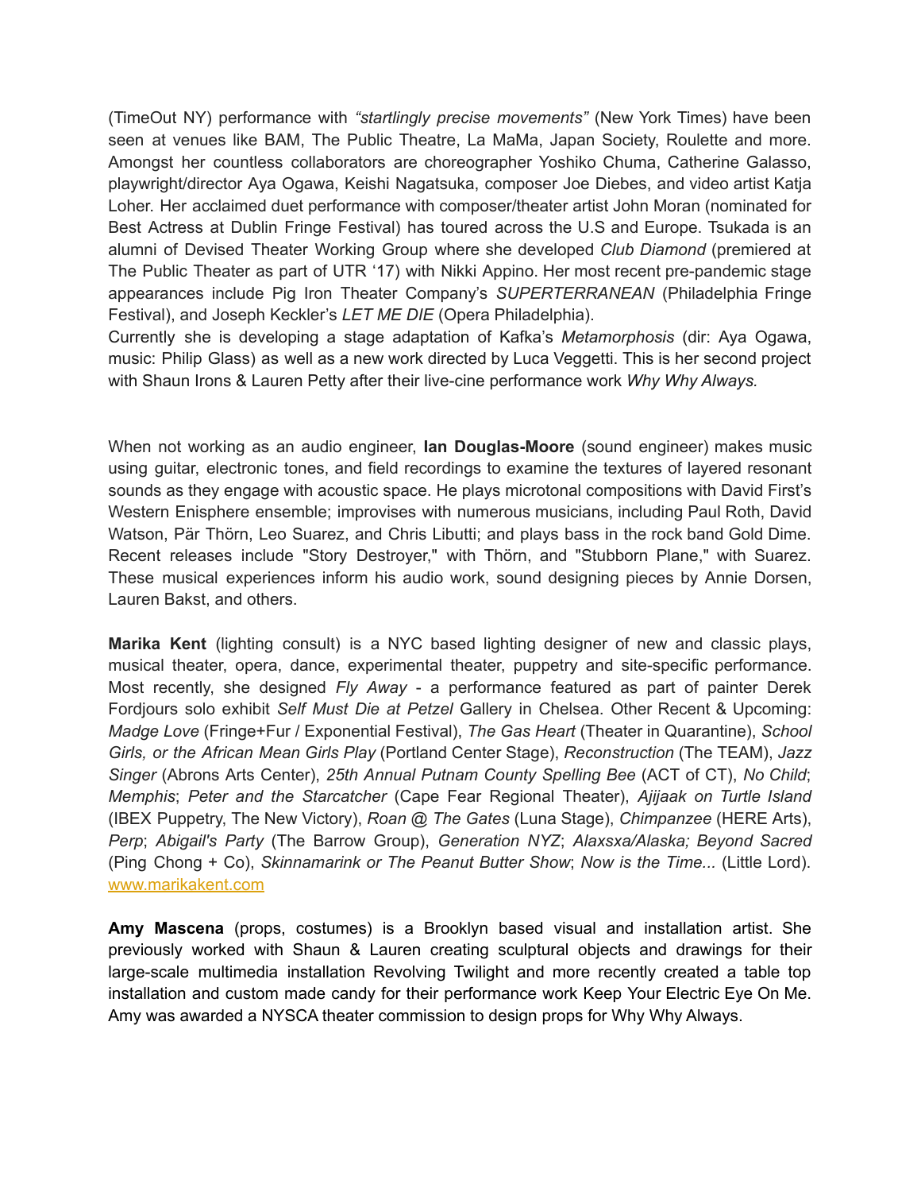(TimeOut NY) performance with *"startlingly precise movements"* (New York Times) have been seen at venues like BAM, The Public Theatre, La MaMa, Japan Society, Roulette and more. Amongst her countless collaborators are choreographer Yoshiko Chuma, Catherine Galasso, playwright/director Aya Ogawa, Keishi Nagatsuka, composer Joe Diebes, and video artist Katja Loher. Her acclaimed duet performance with composer/theater artist John Moran (nominated for Best Actress at Dublin Fringe Festival) has toured across the U.S and Europe. Tsukada is an alumni of Devised Theater Working Group where she developed *Club Diamond* (premiered at The Public Theater as part of UTR '17) with Nikki Appino. Her most recent pre-pandemic stage appearances include Pig Iron Theater Company's *SUPERTERRANEAN* (Philadelphia Fringe Festival), and Joseph Keckler's *LET ME DIE* (Opera Philadelphia).
Currently she is developing a stage adaptation of Kafka's *Metamorphosis* (dir: Aya Ogawa, music: Philip Glass) as well as a new work directed by Luca Veggetti. This is her second project with Shaun Irons & Lauren Petty after their live-cine performance work *Why Why Always.*

When not working as an audio engineer, **Ian Douglas-Moore** (sound engineer) makes music using guitar, electronic tones, and field recordings to examine the textures of layered resonant sounds as they engage with acoustic space. He plays microtonal compositions with David First's Western Enisphere ensemble; improvises with numerous musicians, including Paul Roth, David Watson, Pär Thörn, Leo Suarez, and Chris Libutti; and plays bass in the rock band Gold Dime. Recent releases include "Story Destroyer," with Thörn, and "Stubborn Plane," with Suarez. These musical experiences inform his audio work, sound designing pieces by Annie Dorsen, Lauren Bakst, and others.

**Marika Kent** (lighting consult) is a NYC based lighting designer of new and classic plays, musical theater, opera, dance, experimental theater, puppetry and site-specific performance. Most recently, she designed *Fly Away* - a performance featured as part of painter Derek Fordjours solo exhibit *Self Must Die at Petzel* Gallery in Chelsea. Other Recent & Upcoming: *Madge Love* (Fringe+Fur / Exponential Festival), *The Gas Heart* (Theater in Quarantine), *School Girls, or the African Mean Girls Play* (Portland Center Stage), *Reconstruction* (The TEAM), *Jazz Singer* (Abrons Arts Center), *25th Annual Putnam County Spelling Bee* (ACT of CT), *No Child*; *Memphis*; *Peter and the Starcatcher* (Cape Fear Regional Theater), *Ajijaak on Turtle Island* (IBEX Puppetry, The New Victory), *Roan @ The Gates* (Luna Stage), *Chimpanzee* (HERE Arts), *Perp*; *Abigail's Party* (The Barrow Group), *Generation NYZ*; *Alaxsxa/Alaska; Beyond Sacred* (Ping Chong + Co), *Skinnamarink or The Peanut Butter Show*; *Now is the Time...* (Little Lord). www.marikakent.com

**Amy Mascena** (props, costumes) is a Brooklyn based visual and installation artist. She previously worked with Shaun & Lauren creating sculptural objects and drawings for their large-scale multimedia installation Revolving Twilight and more recently created a table top installation and custom made candy for their performance work Keep Your Electric Eye On Me. Amy was awarded a NYSCA theater commission to design props for Why Why Always.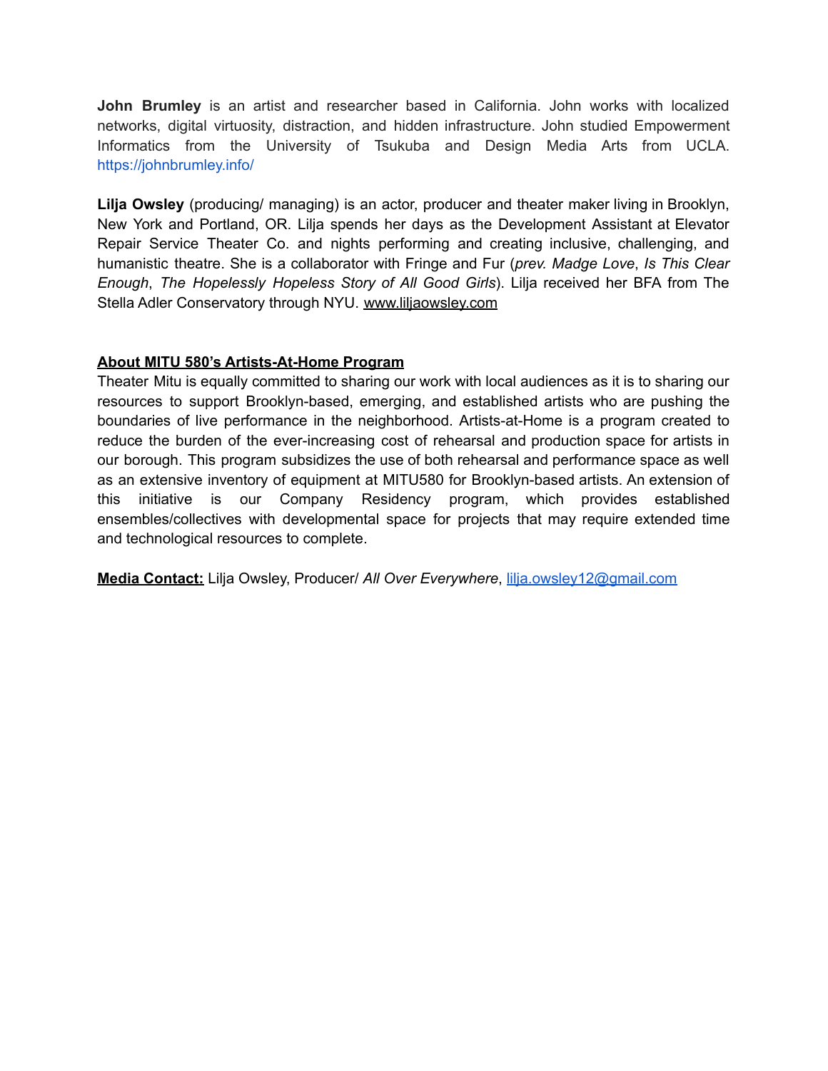**John Brumley** is an artist and researcher based in California. John works with localized networks, digital virtuosity, distraction, and hidden infrastructure. John studied Empowerment Informatics from the University of Tsukuba and Design Media Arts from UCLA. https://johnbrumley.info/

**Lilja Owsley** (producing/ managing) is an actor, producer and theater maker living in Brooklyn, New York and Portland, OR. Lilja spends her days as the Development Assistant at Elevator Repair Service Theater Co. and nights performing and creating inclusive, challenging, and humanistic theatre. She is a collaborator with Fringe and Fur (*prev. Madge Love*, *Is This Clear Enough*, *The Hopelessly Hopeless Story of All Good Girls*). Lilja received her BFA from The Stella Adler Conservatory through NYU. www.liljaowsley.com

## About MITU 580's Artists-At-Home Program

Theater Mitu is equally committed to sharing our work with local audiences as it is to sharing our resources to support Brooklyn-based, emerging, and established artists who are pushing the boundaries of live performance in the neighborhood. Artists-at-Home is a program created to reduce the burden of the ever-increasing cost of rehearsal and production space for artists in our borough. This program subsidizes the use of both rehearsal and performance space as well as an extensive inventory of equipment at MITU580 for Brooklyn-based artists. An extension of this initiative is our Company Residency program, which provides established ensembles/collectives with developmental space for projects that may require extended time and technological resources to complete.

**Media Contact:** Lilja Owsley, Producer/ *All Over Everywhere*, lilja.owsley12@gmail.com